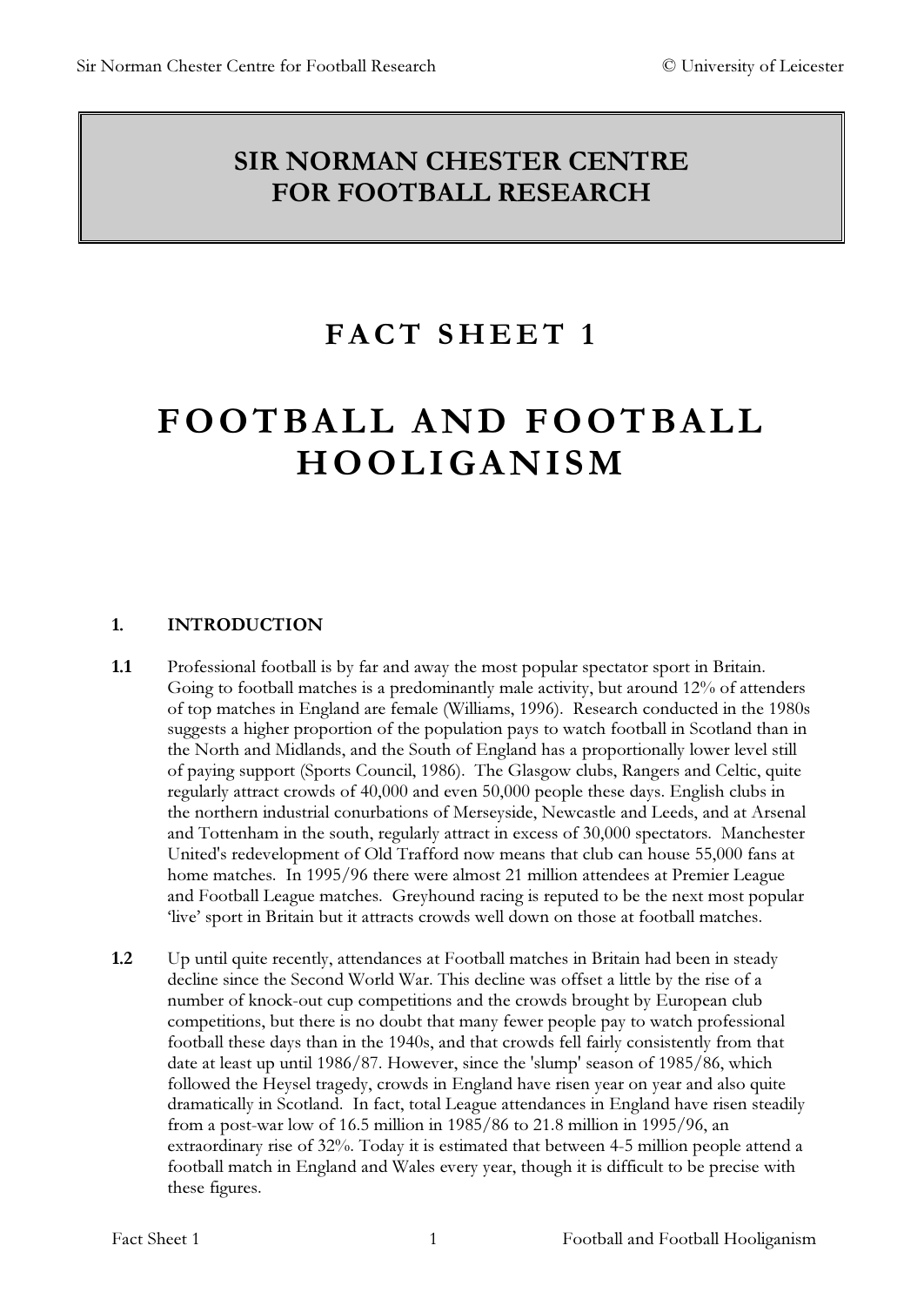# SIR NORMAN CHESTER CENTRE FOR FOOTBALL RESEARCH

## FACT SHEET 1

# FOOTBALL AND FOOTBALL HOOLIGANISM

### 1. INTRODUCTION

**1.1** Professional football is by far and away the most popular spectator sport in Britain. Going to football matches is a predominantly male activity, but around 12% of attenders of top matches in England are female (Williams, 1996). Research conducted in the 1980s suggests a higher proportion of the population pays to watch football in Scotland than in the North and Midlands, and the South of England has a proportionally lower level still of paying support (Sports Council, 1986). The Glasgow clubs, Rangers and Celtic, quite regularly attract crowds of 40,000 and even 50,000 people these days. English clubs in the northern industrial conurbations of Merseyside, Newcastle and Leeds, and at Arsenal and Tottenham in the south, regularly attract in excess of 30,000 spectators. Manchester United's redevelopment of Old Trafford now means that club can house 55,000 fans at home matches. In 1995/96 there were almost 21 million attendees at Premier League and Football League matches. Greyhound racing is reputed to be the next most popular 'live' sport in Britain but it attracts crowds well down on those at football matches.

**1.2** Up until quite recently, attendances at Football matches in Britain had been in steady decline since the Second World War. This decline was offset a little by the rise of a number of knock-out cup competitions and the crowds brought by European club competitions, but there is no doubt that many fewer people pay to watch professional football these days than in the 1940s, and that crowds fell fairly consistently from that date at least up until 1986/87. However, since the 'slump' season of 1985/86, which followed the Heysel tragedy, crowds in England have risen year on year and also quite dramatically in Scotland. In fact, total League attendances in England have risen steadily from a post-war low of 16.5 million in 1985/86 to 21.8 million in 1995/96, an extraordinary rise of 32%. Today it is estimated that between 4-5 million people attend a football match in England and Wales every year, though it is difficult to be precise with these figures.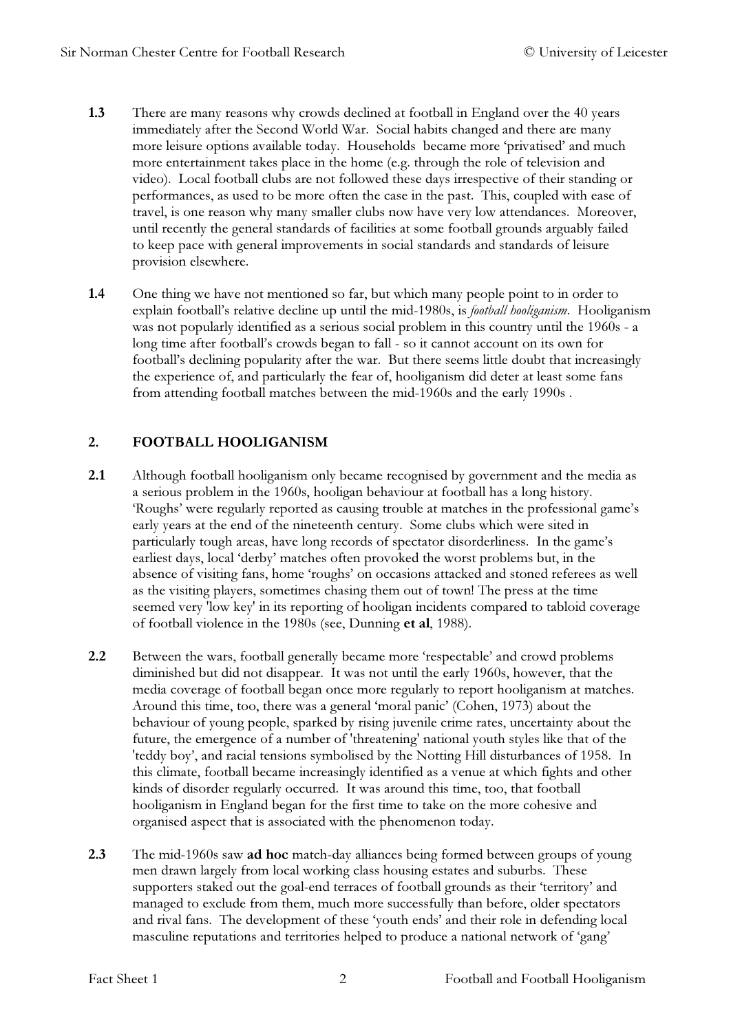**1.3** There are many reasons why crowds declined at football in England over the 40 years immediately after the Second World War. Social habits changed and there are many more leisure options available today. Households became more 'privatised' and much more entertainment takes place in the home (e.g. through the role of television and video). Local football clubs are not followed these days irrespective of their standing or performances, as used to be more often the case in the past. This, coupled with ease of travel, is one reason why many smaller clubs now have very low attendances. Moreover, until recently the general standards of facilities at some football grounds arguably failed to keep pace with general improvements in social standards and standards of leisure provision elsewhere.

**1.4** One thing we have not mentioned so far, but which many people point to in order to explain football's relative decline up until the mid-1980s, is *football hooliganism*. Hooliganism was not popularly identified as a serious social problem in this country until the 1960s - a long time after football's crowds began to fall - so it cannot account on its own for football's declining popularity after the war. But there seems little doubt that increasingly the experience of, and particularly the fear of, hooliganism did deter at least some fans from attending football matches between the mid-1960s and the early 1990s .

## 2. FOOTBALL HOOLIGANISM

**2.1** Although football hooliganism only became recognised by government and the media as a serious problem in the 1960s, hooligan behaviour at football has a long history. 'Roughs' were regularly reported as causing trouble at matches in the professional game's early years at the end of the nineteenth century. Some clubs which were sited in particularly tough areas, have long records of spectator disorderliness. In the game's earliest days, local 'derby' matches often provoked the worst problems but, in the absence of visiting fans, home 'roughs' on occasions attacked and stoned referees as well as the visiting players, sometimes chasing them out of town! The press at the time seemed very 'low key' in its reporting of hooligan incidents compared to tabloid coverage of football violence in the 1980s (see, Dunning **et al**, 1988).

**2.2** Between the wars, football generally became more 'respectable' and crowd problems diminished but did not disappear. It was not until the early 1960s, however, that the media coverage of football began once more regularly to report hooliganism at matches. Around this time, too, there was a general 'moral panic' (Cohen, 1973) about the behaviour of young people, sparked by rising juvenile crime rates, uncertainty about the future, the emergence of a number of 'threatening' national youth styles like that of the 'teddy boy', and racial tensions symbolised by the Notting Hill disturbances of 1958. In this climate, football became increasingly identified as a venue at which fights and other kinds of disorder regularly occurred. It was around this time, too, that football hooliganism in England began for the first time to take on the more cohesive and organised aspect that is associated with the phenomenon today.

**2.3** The mid-1960s saw **ad hoc** match-day alliances being formed between groups of young men drawn largely from local working class housing estates and suburbs. These supporters staked out the goal-end terraces of football grounds as their 'territory' and managed to exclude from them, much more successfully than before, older spectators and rival fans. The development of these 'youth ends' and their role in defending local masculine reputations and territories helped to produce a national network of 'gang'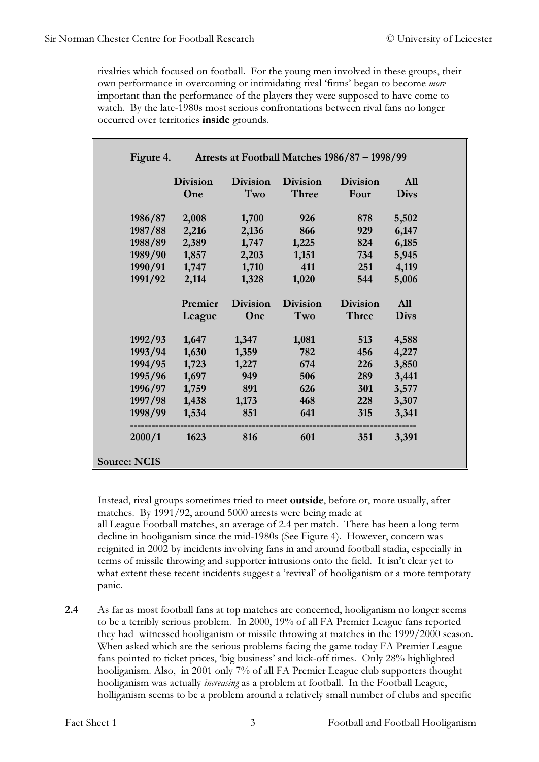rivalries which focused on football. For the young men involved in these groups, their own performance in overcoming or intimidating rival 'firms' began to become *more* important than the performance of the players they were supposed to have come to watch. By the late-1980s most serious confrontations between rival fans no longer occurred over territories **inside** grounds.

**Figure 4. Arrests at Football Matches 1986/87 – 1998/99**

| | Division One | Division Two | Division Three | Division Four | All Divs |
|---|---|---|---|---|---|
| 1986/87 | 2,008 | 1,700 | 926 | 878 | 5,502 |
| 1987/88 | 2,216 | 2,136 | 866 | 929 | 6,147 |
| 1988/89 | 2,389 | 1,747 | 1,225 | 824 | 6,185 |
| 1989/90 | 1,857 | 2,203 | 1,151 | 734 | 5,945 |
| 1990/91 | 1,747 | 1,710 | 411 | 251 | 4,119 |
| 1991/92 | 2,114 | 1,328 | 1,020 | 544 | 5,006 |
| | **Premier League** | **Division One** | **Division Two** | **Division Three** | **All Divs** |
| 1992/93 | 1,647 | 1,347 | 1,081 | 513 | 4,588 |
| 1993/94 | 1,630 | 1,359 | 782 | 456 | 4,227 |
| 1994/95 | 1,723 | 1,227 | 674 | 226 | 3,850 |
| 1995/96 | 1,697 | 949 | 506 | 289 | 3,441 |
| 1996/97 | 1,759 | 891 | 626 | 301 | 3,577 |
| 1997/98 | 1,438 | 1,173 | 468 | 228 | 3,307 |
| 1998/99 | 1,534 | 851 | 641 | 315 | 3,341 |
| 2000/1 | 1623 | 816 | 601 | 351 | 3,391 |

**Source: NCIS**

Instead, rival groups sometimes tried to meet **outside**, before or, more usually, after matches. By 1991/92, around 5000 arrests were being made at all League Football matches, an average of 2.4 per match. There has been a long term decline in hooliganism since the mid-1980s (See Figure 4). However, concern was reignited in 2002 by incidents involving fans in and around football stadia, especially in terms of missile throwing and supporter intrusions onto the field. It isn't clear yet to what extent these recent incidents suggest a 'revival' of hooliganism or a more temporary panic.

**2.4** As far as most football fans at top matches are concerned, hooliganism no longer seems to be a terribly serious problem. In 2000, 19% of all FA Premier League fans reported they had witnessed hooliganism or missile throwing at matches in the 1999/2000 season. When asked which are the serious problems facing the game today FA Premier League fans pointed to ticket prices, 'big business' and kick-off times. Only 28% highlighted hooliganism. Also, in 2001 only 7% of all FA Premier League club supporters thought hooliganism was actually *increasing* as a problem at football. In the Football League, holliganism seems to be a problem around a relatively small number of clubs and specific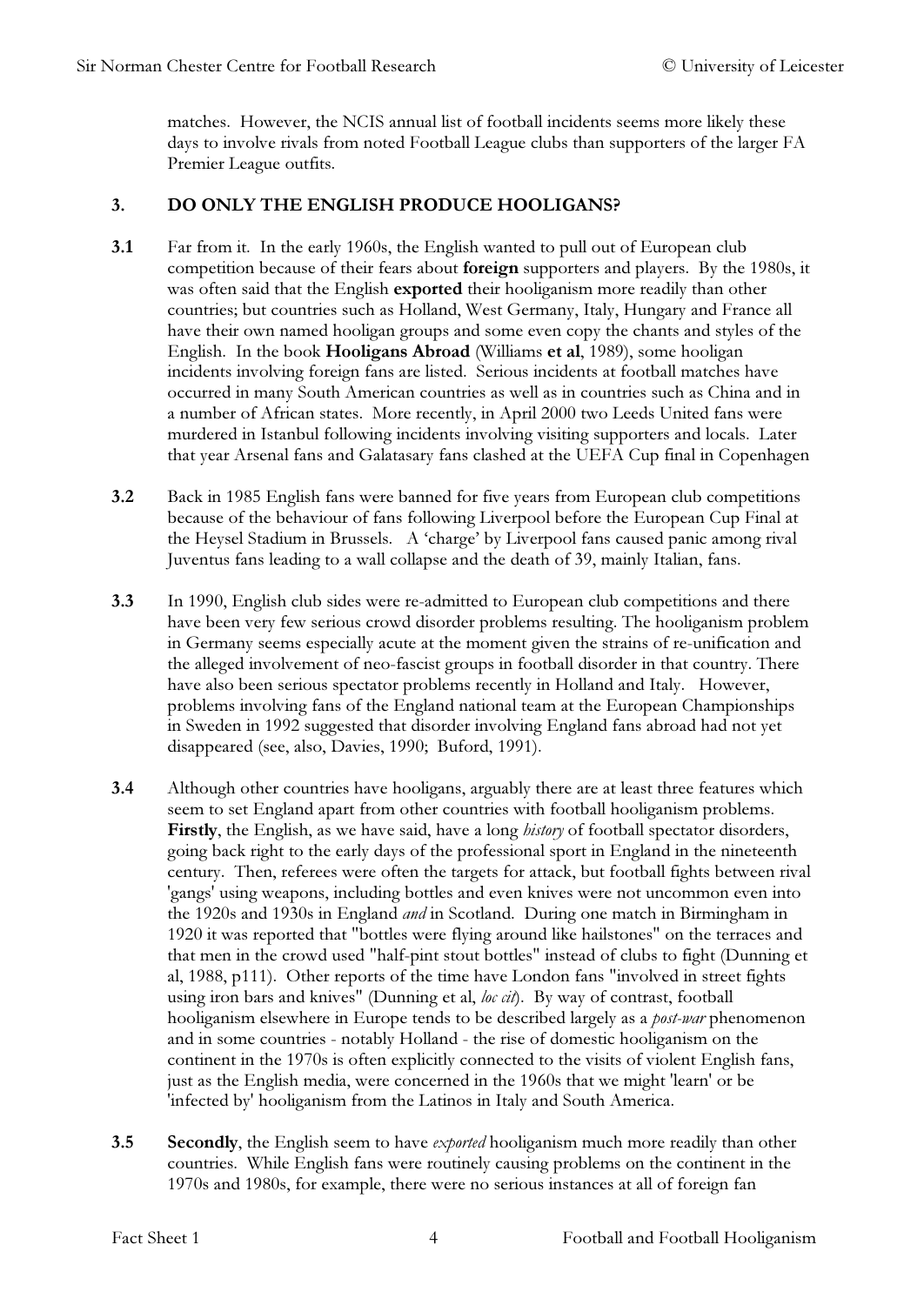matches. However, the NCIS annual list of football incidents seems more likely these days to involve rivals from noted Football League clubs than supporters of the larger FA Premier League outfits.

## 3. DO ONLY THE ENGLISH PRODUCE HOOLIGANS?

**3.1** Far from it. In the early 1960s, the English wanted to pull out of European club competition because of their fears about **foreign** supporters and players. By the 1980s, it was often said that the English **exported** their hooliganism more readily than other countries; but countries such as Holland, West Germany, Italy, Hungary and France all have their own named hooligan groups and some even copy the chants and styles of the English. In the book **Hooligans Abroad** (Williams **et al**, 1989), some hooligan incidents involving foreign fans are listed. Serious incidents at football matches have occurred in many South American countries as well as in countries such as China and in a number of African states. More recently, in April 2000 two Leeds United fans were murdered in Istanbul following incidents involving visiting supporters and locals. Later that year Arsenal fans and Galatasary fans clashed at the UEFA Cup final in Copenhagen

**3.2** Back in 1985 English fans were banned for five years from European club competitions because of the behaviour of fans following Liverpool before the European Cup Final at the Heysel Stadium in Brussels. A 'charge' by Liverpool fans caused panic among rival Juventus fans leading to a wall collapse and the death of 39, mainly Italian, fans.

**3.3** In 1990, English club sides were re-admitted to European club competitions and there have been very few serious crowd disorder problems resulting. The hooliganism problem in Germany seems especially acute at the moment given the strains of re-unification and the alleged involvement of neo-fascist groups in football disorder in that country. There have also been serious spectator problems recently in Holland and Italy. However, problems involving fans of the England national team at the European Championships in Sweden in 1992 suggested that disorder involving England fans abroad had not yet disappeared (see, also, Davies, 1990; Buford, 1991).

**3.4** Although other countries have hooligans, arguably there are at least three features which seem to set England apart from other countries with football hooliganism problems. **Firstly**, the English, as we have said, have a long *history* of football spectator disorders, going back right to the early days of the professional sport in England in the nineteenth century. Then, referees were often the targets for attack, but football fights between rival 'gangs' using weapons, including bottles and even knives were not uncommon even into the 1920s and 1930s in England *and* in Scotland. During one match in Birmingham in 1920 it was reported that "bottles were flying around like hailstones" on the terraces and that men in the crowd used "half-pint stout bottles" instead of clubs to fight (Dunning et al, 1988, p111). Other reports of the time have London fans "involved in street fights using iron bars and knives" (Dunning et al, *loc cit*). By way of contrast, football hooliganism elsewhere in Europe tends to be described largely as a *post-war* phenomenon and in some countries - notably Holland - the rise of domestic hooliganism on the continent in the 1970s is often explicitly connected to the visits of violent English fans, just as the English media, were concerned in the 1960s that we might 'learn' or be 'infected by' hooliganism from the Latinos in Italy and South America.

**3.5** **Secondly**, the English seem to have *exported* hooliganism much more readily than other countries. While English fans were routinely causing problems on the continent in the 1970s and 1980s, for example, there were no serious instances at all of foreign fan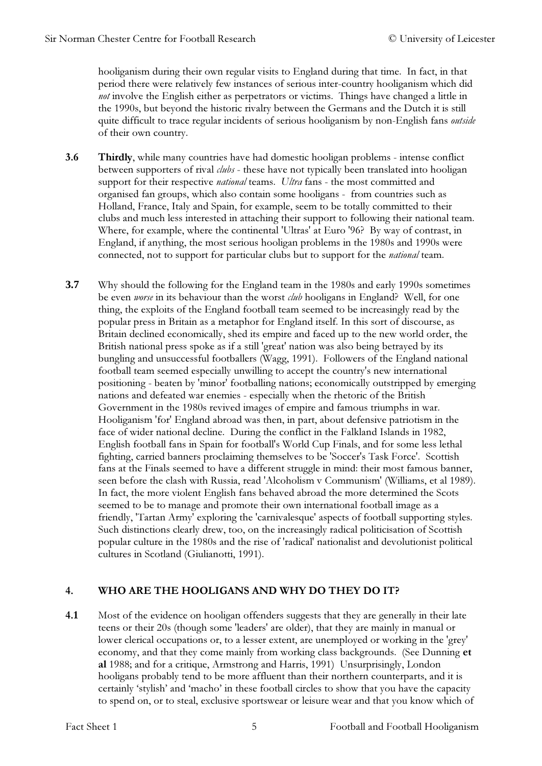hooliganism during their own regular visits to England during that time. In fact, in that period there were relatively few instances of serious inter-country hooliganism which did *not* involve the English either as perpetrators or victims. Things have changed a little in the 1990s, but beyond the historic rivalry between the Germans and the Dutch it is still quite difficult to trace regular incidents of serious hooliganism by non-English fans *outside* of their own country.

**3.6** **Thirdly**, while many countries have had domestic hooligan problems - intense conflict between supporters of rival *clubs* - these have not typically been translated into hooligan support for their respective *national* teams. *Ultra* fans - the most committed and organised fan groups, which also contain some hooligans - from countries such as Holland, France, Italy and Spain, for example, seem to be totally committed to their clubs and much less interested in attaching their support to following their national team. Where, for example, where the continental 'Ultras' at Euro '96? By way of contrast, in England, if anything, the most serious hooligan problems in the 1980s and 1990s were connected, not to support for particular clubs but to support for the *national* team.

**3.7** Why should the following for the England team in the 1980s and early 1990s sometimes be even *worse* in its behaviour than the worst *club* hooligans in England? Well, for one thing, the exploits of the England football team seemed to be increasingly read by the popular press in Britain as a metaphor for England itself. In this sort of discourse, as Britain declined economically, shed its empire and faced up to the new world order, the British national press spoke as if a still 'great' nation was also being betrayed by its bungling and unsuccessful footballers (Wagg, 1991). Followers of the England national football team seemed especially unwilling to accept the country's new international positioning - beaten by 'minor' footballing nations; economically outstripped by emerging nations and defeated war enemies - especially when the rhetoric of the British Government in the 1980s revived images of empire and famous triumphs in war. Hooliganism 'for' England abroad was then, in part, about defensive patriotism in the face of wider national decline. During the conflict in the Falkland Islands in 1982, English football fans in Spain for football's World Cup Finals, and for some less lethal fighting, carried banners proclaiming themselves to be 'Soccer's Task Force'. Scottish fans at the Finals seemed to have a different struggle in mind: their most famous banner, seen before the clash with Russia, read 'Alcoholism v Communism' (Williams, et al 1989). In fact, the more violent English fans behaved abroad the more determined the Scots seemed to be to manage and promote their own international football image as a friendly, 'Tartan Army' exploring the 'carnivalesque' aspects of football supporting styles. Such distinctions clearly drew, too, on the increasingly radical politicisation of Scottish popular culture in the 1980s and the rise of 'radical' nationalist and devolutionist political cultures in Scotland (Giulianotti, 1991).

## 4. WHO ARE THE HOOLIGANS AND WHY DO THEY DO IT?

**4.1** Most of the evidence on hooligan offenders suggests that they are generally in their late teens or their 20s (though some 'leaders' are older), that they are mainly in manual or lower clerical occupations or, to a lesser extent, are unemployed or working in the 'grey' economy, and that they come mainly from working class backgrounds. (See Dunning **et al** 1988; and for a critique, Armstrong and Harris, 1991) Unsurprisingly, London hooligans probably tend to be more affluent than their northern counterparts, and it is certainly 'stylish' and 'macho' in these football circles to show that you have the capacity to spend on, or to steal, exclusive sportswear or leisure wear and that you know which of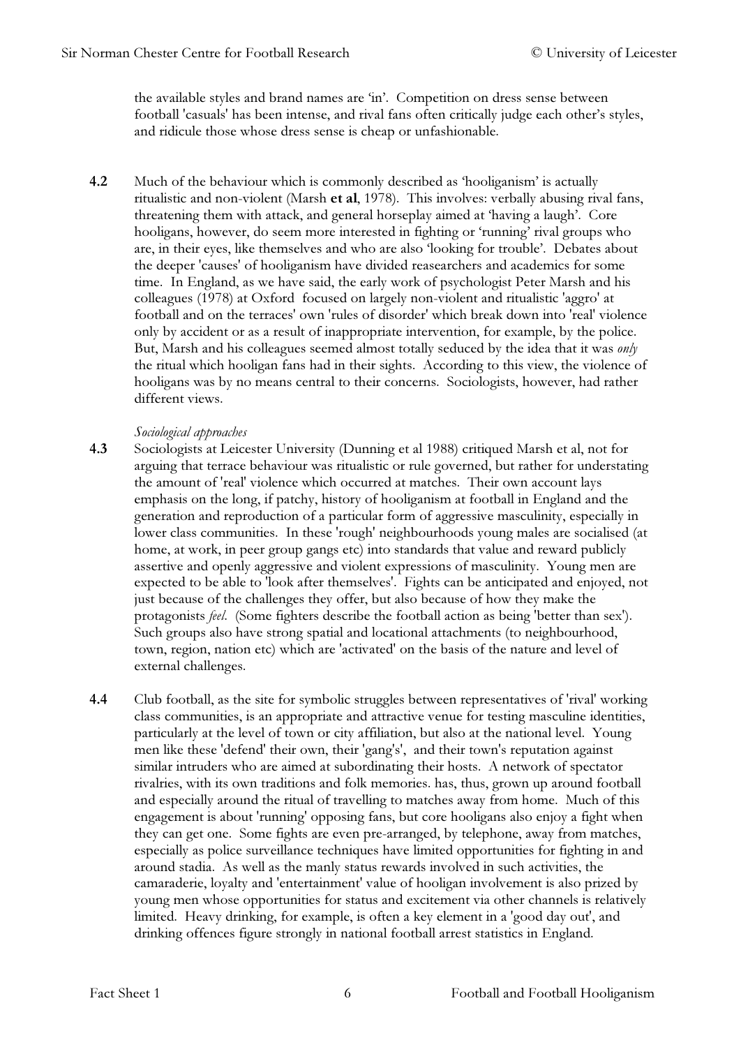the available styles and brand names are 'in'. Competition on dress sense between football 'casuals' has been intense, and rival fans often critically judge each other's styles, and ridicule those whose dress sense is cheap or unfashionable.

**4.2** Much of the behaviour which is commonly described as 'hooliganism' is actually ritualistic and non-violent (Marsh **et al**, 1978). This involves: verbally abusing rival fans, threatening them with attack, and general horseplay aimed at 'having a laugh'. Core hooligans, however, do seem more interested in fighting or 'running' rival groups who are, in their eyes, like themselves and who are also 'looking for trouble'. Debates about the deeper 'causes' of hooliganism have divided reasearchers and academics for some time. In England, as we have said, the early work of psychologist Peter Marsh and his colleagues (1978) at Oxford focused on largely non-violent and ritualistic 'aggro' at football and on the terraces' own 'rules of disorder' which break down into 'real' violence only by accident or as a result of inappropriate intervention, for example, by the police. But, Marsh and his colleagues seemed almost totally seduced by the idea that it was *only* the ritual which hooligan fans had in their sights. According to this view, the violence of hooligans was by no means central to their concerns. Sociologists, however, had rather different views.

*Sociological approaches*

**4.3** Sociologists at Leicester University (Dunning et al 1988) critiqued Marsh et al, not for arguing that terrace behaviour was ritualistic or rule governed, but rather for understating the amount of 'real' violence which occurred at matches. Their own account lays emphasis on the long, if patchy, history of hooliganism at football in England and the generation and reproduction of a particular form of aggressive masculinity, especially in lower class communities. In these 'rough' neighbourhoods young males are socialised (at home, at work, in peer group gangs etc) into standards that value and reward publicly assertive and openly aggressive and violent expressions of masculinity. Young men are expected to be able to 'look after themselves'. Fights can be anticipated and enjoyed, not just because of the challenges they offer, but also because of how they make the protagonists *feel*. (Some fighters describe the football action as being 'better than sex'). Such groups also have strong spatial and locational attachments (to neighbourhood, town, region, nation etc) which are 'activated' on the basis of the nature and level of external challenges.

**4.4** Club football, as the site for symbolic struggles between representatives of 'rival' working class communities, is an appropriate and attractive venue for testing masculine identities, particularly at the level of town or city affiliation, but also at the national level. Young men like these 'defend' their own, their 'gang's', and their town's reputation against similar intruders who are aimed at subordinating their hosts. A network of spectator rivalries, with its own traditions and folk memories. has, thus, grown up around football and especially around the ritual of travelling to matches away from home. Much of this engagement is about 'running' opposing fans, but core hooligans also enjoy a fight when they can get one. Some fights are even pre-arranged, by telephone, away from matches, especially as police surveillance techniques have limited opportunities for fighting in and around stadia. As well as the manly status rewards involved in such activities, the camaraderie, loyalty and 'entertainment' value of hooligan involvement is also prized by young men whose opportunities for status and excitement via other channels is relatively limited. Heavy drinking, for example, is often a key element in a 'good day out', and drinking offences figure strongly in national football arrest statistics in England.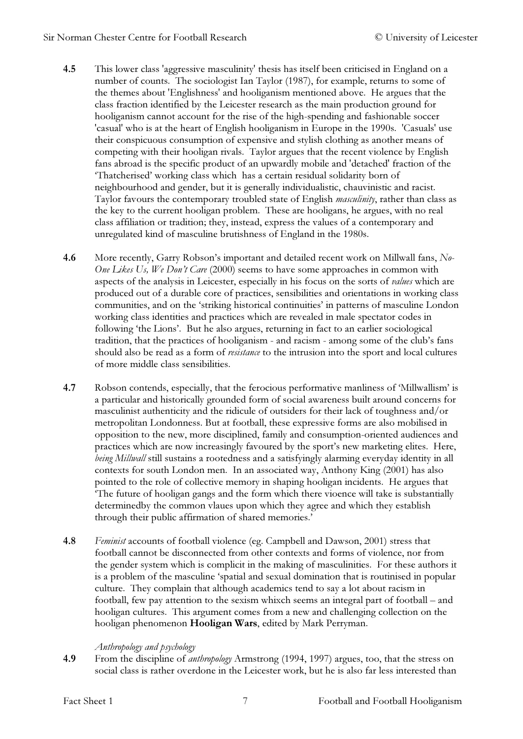**4.5** This lower class 'aggressive masculinity' thesis has itself been criticised in England on a number of counts. The sociologist Ian Taylor (1987), for example, returns to some of the themes about 'Englishness' and hooliganism mentioned above. He argues that the class fraction identified by the Leicester research as the main production ground for hooliganism cannot account for the rise of the high-spending and fashionable soccer 'casual' who is at the heart of English hooliganism in Europe in the 1990s. 'Casuals' use their conspicuous consumption of expensive and stylish clothing as another means of competing with their hooligan rivals. Taylor argues that the recent violence by English fans abroad is the specific product of an upwardly mobile and 'detached' fraction of the 'Thatcherised' working class which has a certain residual solidarity born of neighbourhood and gender, but it is generally individualistic, chauvinistic and racist. Taylor favours the contemporary troubled state of English *masculinity*, rather than class as the key to the current hooligan problem. These are hooligans, he argues, with no real class affiliation or tradition; they, instead, express the values of a contemporary and unregulated kind of masculine brutishness of England in the 1980s.

**4.6** More recently, Garry Robson's important and detailed recent work on Millwall fans, *No-One Likes Us, We Don't Care* (2000) seems to have some approaches in common with aspects of the analysis in Leicester, especially in his focus on the sorts of *values* which are produced out of a durable core of practices, sensibilities and orientations in working class communities, and on the 'striking historical continuities' in patterns of masculine London working class identities and practices which are revealed in male spectator codes in following 'the Lions'. But he also argues, returning in fact to an earlier sociological tradition, that the practices of hooliganism - and racism - among some of the club's fans should also be read as a form of *resistance* to the intrusion into the sport and local cultures of more middle class sensibilities.

**4.7** Robson contends, especially, that the ferocious performative manliness of 'Millwallism' is a particular and historically grounded form of social awareness built around concerns for masculinist authenticity and the ridicule of outsiders for their lack of toughness and/or metropolitan Londonness. But at football, these expressive forms are also mobilised in opposition to the new, more disciplined, family and consumption-oriented audiences and practices which are now increasingly favoured by the sport's new marketing elites. Here, *being Millwall* still sustains a rootedness and a satisfyingly alarming everyday identity in all contexts for south London men. In an associated way, Anthony King (2001) has also pointed to the role of collective memory in shaping hooligan incidents. He argues that 'The future of hooligan gangs and the form which there vioence will take is substantially determinedby the common vlaues upon which they agree and which they establish through their public affirmation of shared memories.'

**4.8** *Feminist* accounts of football violence (eg. Campbell and Dawson, 2001) stress that football cannot be disconnected from other contexts and forms of violence, nor from the gender system which is complicit in the making of masculinities. For these authors it is a problem of the masculine 'spatial and sexual domination that is routinised in popular culture. They complain that although academics tend to say a lot about racism in football, few pay attention to the sexism whixch seems an integral part of football – and hooligan cultures. This argument comes from a new and challenging collection on the hooligan phenomenon **Hooligan Wars**, edited by Mark Perryman.

*Anthropology and psychology*

**4.9** From the discipline of *anthropology* Armstrong (1994, 1997) argues, too, that the stress on social class is rather overdone in the Leicester work, but he is also far less interested than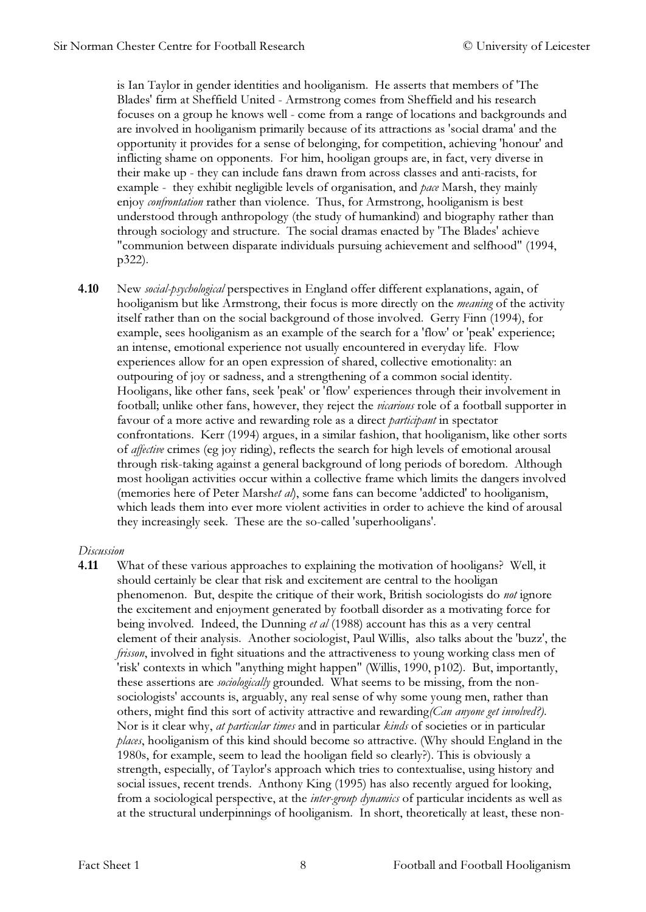is Ian Taylor in gender identities and hooliganism. He asserts that members of 'The Blades' firm at Sheffield United - Armstrong comes from Sheffield and his research focuses on a group he knows well - come from a range of locations and backgrounds and are involved in hooliganism primarily because of its attractions as 'social drama' and the opportunity it provides for a sense of belonging, for competition, achieving 'honour' and inflicting shame on opponents. For him, hooligan groups are, in fact, very diverse in their make up - they can include fans drawn from across classes and anti-racists, for example - they exhibit negligible levels of organisation, and *pace* Marsh, they mainly enjoy *confrontation* rather than violence. Thus, for Armstrong, hooliganism is best understood through anthropology (the study of humankind) and biography rather than through sociology and structure. The social dramas enacted by 'The Blades' achieve "communion between disparate individuals pursuing achievement and selfhood" (1994, p322).

**4.10** New *social-psychological* perspectives in England offer different explanations, again, of hooliganism but like Armstrong, their focus is more directly on the *meaning* of the activity itself rather than on the social background of those involved. Gerry Finn (1994), for example, sees hooliganism as an example of the search for a 'flow' or 'peak' experience; an intense, emotional experience not usually encountered in everyday life. Flow experiences allow for an open expression of shared, collective emotionality: an outpouring of joy or sadness, and a strengthening of a common social identity. Hooligans, like other fans, seek 'peak' or 'flow' experiences through their involvement in football; unlike other fans, however, they reject the *vicarious* role of a football supporter in favour of a more active and rewarding role as a direct *participant* in spectator confrontations. Kerr (1994) argues, in a similar fashion, that hooliganism, like other sorts of *affective* crimes (eg joy riding), reflects the search for high levels of emotional arousal through risk-taking against a general background of long periods of boredom. Although most hooligan activities occur within a collective frame which limits the dangers involved (memories here of Peter Marsh*et al*), some fans can become 'addicted' to hooliganism, which leads them into ever more violent activities in order to achieve the kind of arousal they increasingly seek. These are the so-called 'superhooligans'.

*Discussion*

**4.11** What of these various approaches to explaining the motivation of hooligans? Well, it should certainly be clear that risk and excitement are central to the hooligan phenomenon. But, despite the critique of their work, British sociologists do *not* ignore the excitement and enjoyment generated by football disorder as a motivating force for being involved. Indeed, the Dunning *et al* (1988) account has this as a very central element of their analysis. Another sociologist, Paul Willis, also talks about the 'buzz', the *frisson*, involved in fight situations and the attractiveness to young working class men of 'risk' contexts in which "anything might happen" (Willis, 1990, p102). But, importantly, these assertions are *sociologically* grounded. What seems to be missing, from the non-sociologists' accounts is, arguably, any real sense of why some young men, rather than others, might find this sort of activity attractive and rewarding*(Can anyone get involved?)*. Nor is it clear why, *at particular times* and in particular *kinds* of societies or in particular *places*, hooliganism of this kind should become so attractive. (Why should England in the 1980s, for example, seem to lead the hooligan field so clearly?). This is obviously a strength, especially, of Taylor's approach which tries to contextualise, using history and social issues, recent trends. Anthony King (1995) has also recently argued for looking, from a sociological perspective, at the *inter-group dynamics* of particular incidents as well as at the structural underpinnings of hooliganism. In short, theoretically at least, these non-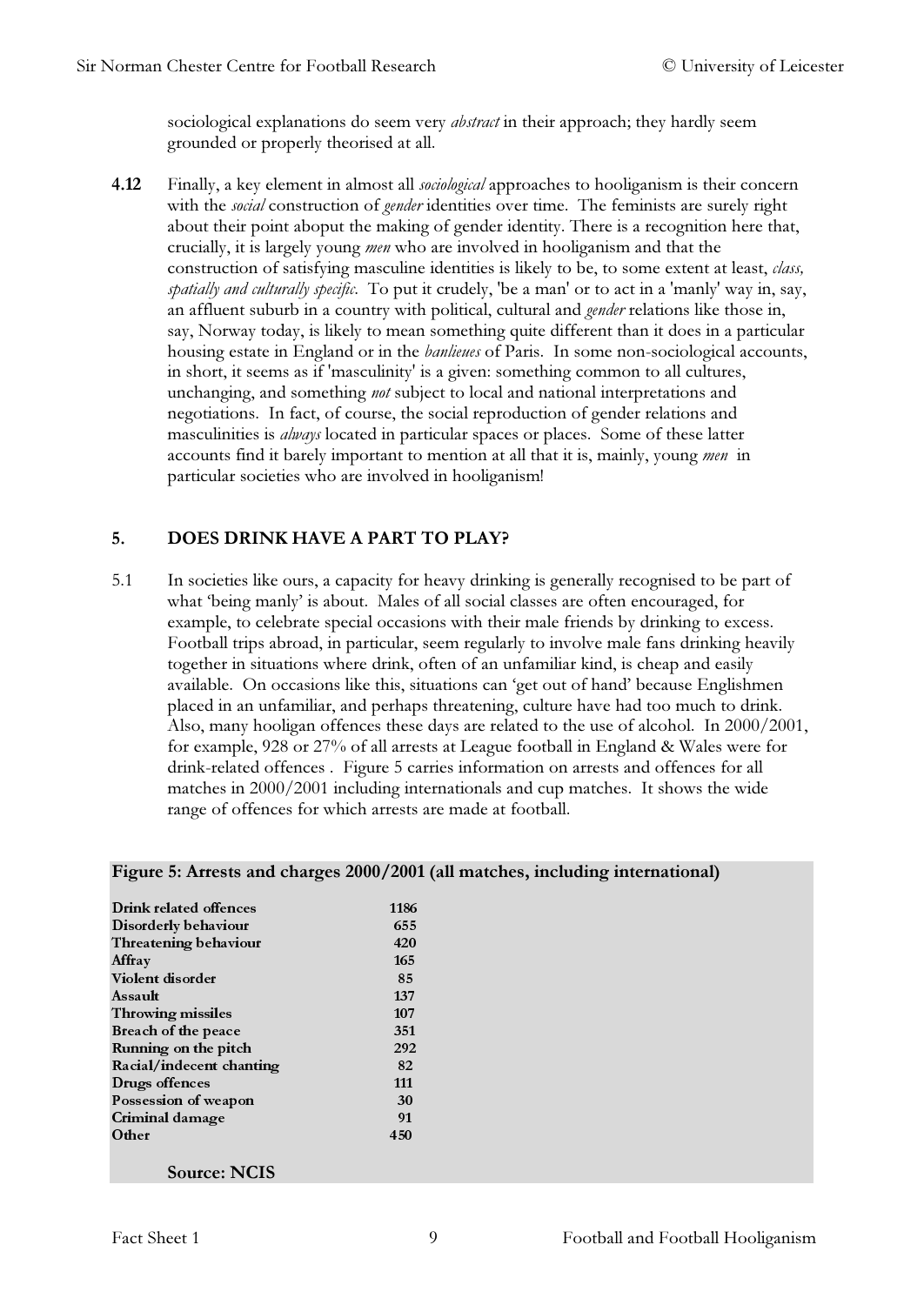sociological explanations do seem very *abstract* in their approach; they hardly seem grounded or properly theorised at all.

**4.12** Finally, a key element in almost all *sociological* approaches to hooliganism is their concern with the *social* construction of *gender* identities over time. The feminists are surely right about their point abopt the making of gender identity. There is a recognition here that, crucially, it is largely young *men* who are involved in hooliganism and that the construction of satisfying masculine identities is likely to be, to some extent at least, *class, spatially and culturally specific*. To put it crudely, 'be a man' or to act in a 'manly' way in, say, an affluent suburb in a country with political, cultural and *gender* relations like those in, say, Norway today, is likely to mean something quite different than it does in a particular housing estate in England or in the *banlieues* of Paris. In some non-sociological accounts, in short, it seems as if 'masculinity' is a given: something common to all cultures, unchanging, and something *not* subject to local and national interpretations and negotiations. In fact, of course, the social reproduction of gender relations and masculinities is *always* located in particular spaces or places. Some of these latter accounts find it barely important to mention at all that it is, mainly, young *men* in particular societies who are involved in hooliganism!

## 5. DOES DRINK HAVE A PART TO PLAY?

5.1 In societies like ours, a capacity for heavy drinking is generally recognised to be part of what 'being manly' is about. Males of all social classes are often encouraged, for example, to celebrate special occasions with their male friends by drinking to excess. Football trips abroad, in particular, seem regularly to involve male fans drinking heavily together in situations where drink, often of an unfamiliar kind, is cheap and easily available. On occasions like this, situations can 'get out of hand' because Englishmen placed in an unfamiliar, and perhaps threatening, culture have had too much to drink. Also, many hooligan offences these days are related to the use of alcohol. In 2000/2001, for example, 928 or 27% of all arrests at League football in England & Wales were for drink-related offences . Figure 5 carries information on arrests and offences for all matches in 2000/2001 including internationals and cup matches. It shows the wide range of offences for which arrests are made at football.

**Figure 5: Arrests and charges 2000/2001 (all matches, including international)**

| Offence | Number |
|---|---|
| Drink related offences | 1186 |
| Disorderly behaviour | 655 |
| Threatening behaviour | 420 |
| Affray | 165 |
| Violent disorder | 85 |
| Assault | 137 |
| Throwing missiles | 107 |
| Breach of the peace | 351 |
| Running on the pitch | 292 |
| Racial/indecent chanting | 82 |
| Drugs offences | 111 |
| Possession of weapon | 30 |
| Criminal damage | 91 |
| Other | 450 |

**Source: NCIS**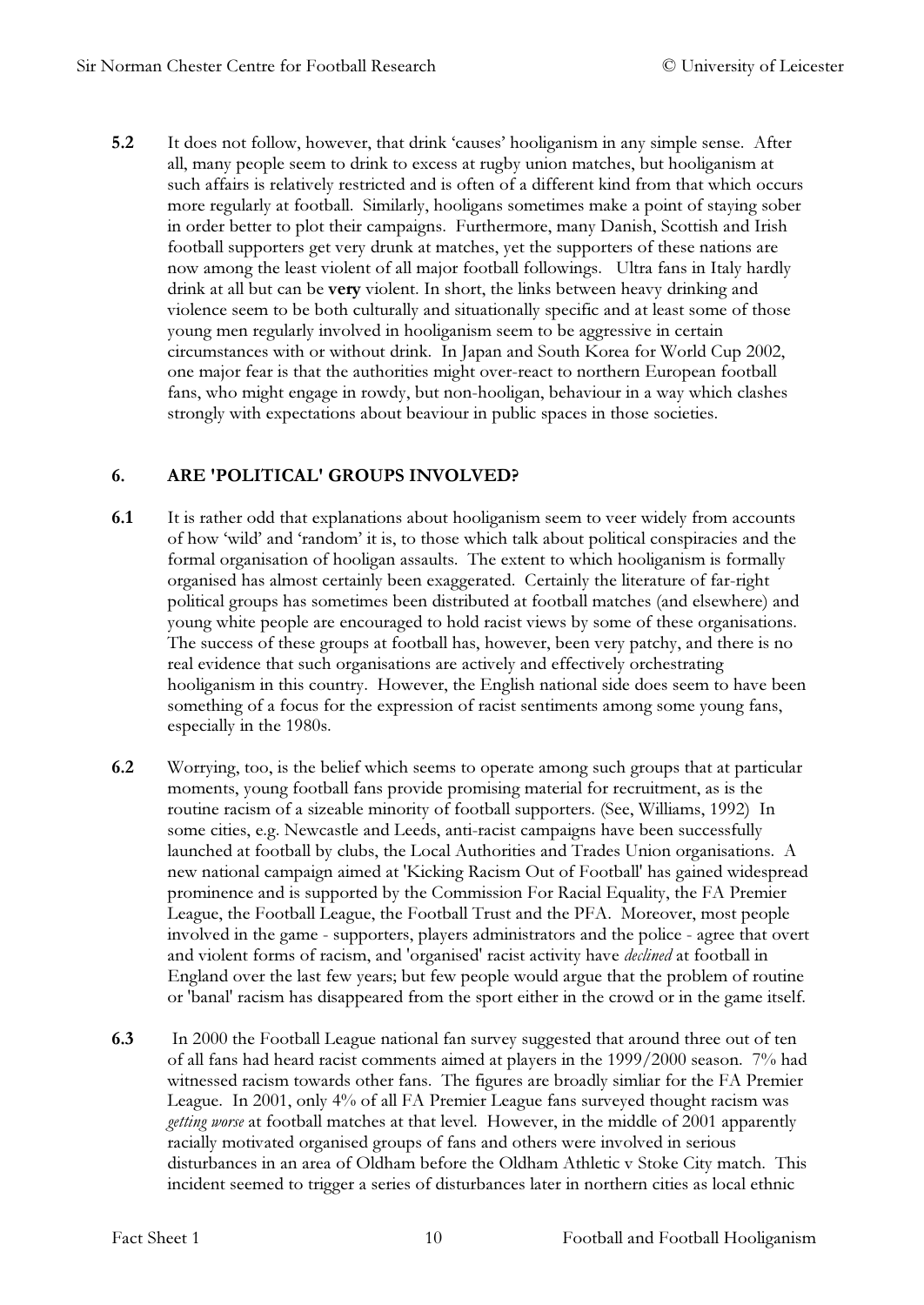**5.2** It does not follow, however, that drink 'causes' hooliganism in any simple sense. After all, many people seem to drink to excess at rugby union matches, but hooliganism at such affairs is relatively restricted and is often of a different kind from that which occurs more regularly at football. Similarly, hooligans sometimes make a point of staying sober in order better to plot their campaigns. Furthermore, many Danish, Scottish and Irish football supporters get very drunk at matches, yet the supporters of these nations are now among the least violent of all major football followings. Ultra fans in Italy hardly drink at all but can be **very** violent. In short, the links between heavy drinking and violence seem to be both culturally and situationally specific and at least some of those young men regularly involved in hooliganism seem to be aggressive in certain circumstances with or without drink. In Japan and South Korea for World Cup 2002, one major fear is that the authorities might over-react to northern European football fans, who might engage in rowdy, but non-hooligan, behaviour in a way which clashes strongly with expectations about beaviour in public spaces in those societies.

## 6. ARE 'POLITICAL' GROUPS INVOLVED?

**6.1** It is rather odd that explanations about hooliganism seem to veer widely from accounts of how 'wild' and 'random' it is, to those which talk about political conspiracies and the formal organisation of hooligan assaults. The extent to which hooliganism is formally organised has almost certainly been exaggerated. Certainly the literature of far-right political groups has sometimes been distributed at football matches (and elsewhere) and young white people are encouraged to hold racist views by some of these organisations. The success of these groups at football has, however, been very patchy, and there is no real evidence that such organisations are actively and effectively orchestrating hooliganism in this country. However, the English national side does seem to have been something of a focus for the expression of racist sentiments among some young fans, especially in the 1980s.

**6.2** Worrying, too, is the belief which seems to operate among such groups that at particular moments, young football fans provide promising material for recruitment, as is the routine racism of a sizeable minority of football supporters. (See, Williams, 1992) In some cities, e.g. Newcastle and Leeds, anti-racist campaigns have been successfully launched at football by clubs, the Local Authorities and Trades Union organisations. A new national campaign aimed at 'Kicking Racism Out of Football' has gained widespread prominence and is supported by the Commission For Racial Equality, the FA Premier League, the Football League, the Football Trust and the PFA. Moreover, most people involved in the game - supporters, players administrators and the police - agree that overt and violent forms of racism, and 'organised' racist activity have *declined* at football in England over the last few years; but few people would argue that the problem of routine or 'banal' racism has disappeared from the sport either in the crowd or in the game itself.

**6.3** In 2000 the Football League national fan survey suggested that around three out of ten of all fans had heard racist comments aimed at players in the 1999/2000 season. 7% had witnessed racism towards other fans. The figures are broadly simliar for the FA Premier League. In 2001, only 4% of all FA Premier League fans surveyed thought racism was *getting worse* at football matches at that level. However, in the middle of 2001 apparently racially motivated organised groups of fans and others were involved in serious disturbances in an area of Oldham before the Oldham Athletic v Stoke City match. This incident seemed to trigger a series of disturbances later in northern cities as local ethnic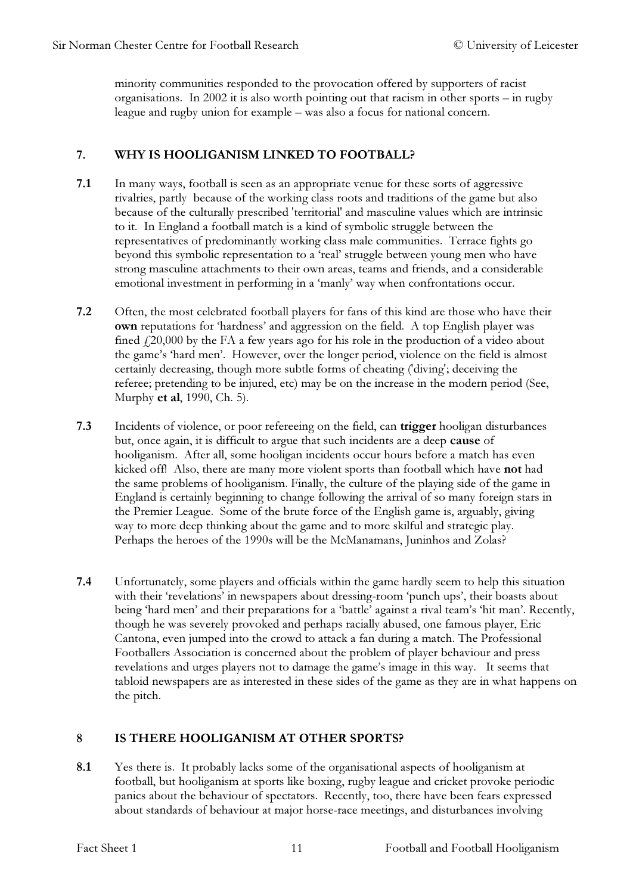minority communities responded to the provocation offered by supporters of racist organisations. In 2002 it is also worth pointing out that racism in other sports – in rugby league and rugby union for example – was also a focus for national concern.

## 7. WHY IS HOOLIGANISM LINKED TO FOOTBALL?

**7.1** In many ways, football is seen as an appropriate venue for these sorts of aggressive rivalries, partly because of the working class roots and traditions of the game but also because of the culturally prescribed 'territorial' and masculine values which are intrinsic to it. In England a football match is a kind of symbolic struggle between the representatives of predominantly working class male communities. Terrace fights go beyond this symbolic representation to a 'real' struggle between young men who have strong masculine attachments to their own areas, teams and friends, and a considerable emotional investment in performing in a 'manly' way when confrontations occur.

**7.2** Often, the most celebrated football players for fans of this kind are those who have their **own** reputations for 'hardness' and aggression on the field. A top English player was fined £20,000 by the FA a few years ago for his role in the production of a video about the game's 'hard men'. However, over the longer period, violence on the field is almost certainly decreasing, though more subtle forms of cheating ('diving'; deceiving the referee; pretending to be injured, etc) may be on the increase in the modern period (See, Murphy **et al**, 1990, Ch. 5).

**7.3** Incidents of violence, or poor refereeing on the field, can **trigger** hooligan disturbances but, once again, it is difficult to argue that such incidents are a deep **cause** of hooliganism. After all, some hooligan incidents occur hours before a match has even kicked off! Also, there are many more violent sports than football which have **not** had the same problems of hooliganism. Finally, the culture of the playing side of the game in England is certainly beginning to change following the arrival of so many foreign stars in the Premier League. Some of the brute force of the English game is, arguably, giving way to more deep thinking about the game and to more skilful and strategic play. Perhaps the heroes of the 1990s will be the McManamans, Juninhos and Zolas?

**7.4** Unfortunately, some players and officials within the game hardly seem to help this situation with their 'revelations' in newspapers about dressing-room 'punch ups', their boasts about being 'hard men' and their preparations for a 'battle' against a rival team's 'hit man'. Recently, though he was severely provoked and perhaps racially abused, one famous player, Eric Cantona, even jumped into the crowd to attack a fan during a match. The Professional Footballers Association is concerned about the problem of player behaviour and press revelations and urges players not to damage the game's image in this way. It seems that tabloid newspapers are as interested in these sides of the game as they are in what happens on the pitch.

## 8 IS THERE HOOLIGANISM AT OTHER SPORTS?

**8.1** Yes there is. It probably lacks some of the organisational aspects of hooliganism at football, but hooliganism at sports like boxing, rugby league and cricket provoke periodic panics about the behaviour of spectators. Recently, too, there have been fears expressed about standards of behaviour at major horse-race meetings, and disturbances involving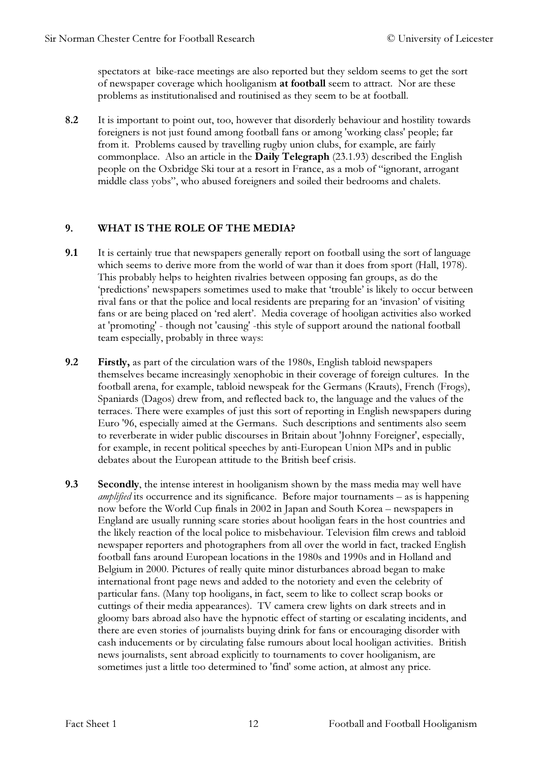spectators at bike-race meetings are also reported but they seldom seems to get the sort of newspaper coverage which hooliganism **at football** seem to attract. Nor are these problems as institutionalised and routinised as they seem to be at football.

**8.2** It is important to point out, too, however that disorderly behaviour and hostility towards foreigners is not just found among football fans or among 'working class' people; far from it. Problems caused by travelling rugby union clubs, for example, are fairly commonplace. Also an article in the **Daily Telegraph** (23.1.93) described the English people on the Oxbridge Ski tour at a resort in France, as a mob of "ignorant, arrogant middle class yobs", who abused foreigners and soiled their bedrooms and chalets.

## 9. WHAT IS THE ROLE OF THE MEDIA?

**9.1** It is certainly true that newspapers generally report on football using the sort of language which seems to derive more from the world of war than it does from sport (Hall, 1978). This probably helps to heighten rivalries between opposing fan groups, as do the 'predictions' newspapers sometimes used to make that 'trouble' is likely to occur between rival fans or that the police and local residents are preparing for an 'invasion' of visiting fans or are being placed on 'red alert'. Media coverage of hooligan activities also worked at 'promoting' - though not 'causing' -this style of support around the national football team especially, probably in three ways:

**9.2** **Firstly,** as part of the circulation wars of the 1980s, English tabloid newspapers themselves became increasingly xenophobic in their coverage of foreign cultures. In the football arena, for example, tabloid newspeak for the Germans (Krauts), French (Frogs), Spaniards (Dagos) drew from, and reflected back to, the language and the values of the terraces. There were examples of just this sort of reporting in English newspapers during Euro '96, especially aimed at the Germans. Such descriptions and sentiments also seem to reverberate in wider public discourses in Britain about 'Johnny Foreigner', especially, for example, in recent political speeches by anti-European Union MPs and in public debates about the European attitude to the British beef crisis.

**9.3** **Secondly**, the intense interest in hooliganism shown by the mass media may well have *amplified* its occurrence and its significance. Before major tournaments – as is happening now before the World Cup finals in 2002 in Japan and South Korea – newspapers in England are usually running scare stories about hooligan fears in the host countries and the likely reaction of the local police to misbehaviour. Television film crews and tabloid newspaper reporters and photographers from all over the world in fact, tracked English football fans around European locations in the 1980s and 1990s and in Holland and Belgium in 2000. Pictures of really quite minor disturbances abroad began to make international front page news and added to the notoriety and even the celebrity of particular fans. (Many top hooligans, in fact, seem to like to collect scrap books or cuttings of their media appearances). TV camera crew lights on dark streets and in gloomy bars abroad also have the hypnotic effect of starting or escalating incidents, and there are even stories of journalists buying drink for fans or encouraging disorder with cash inducements or by circulating false rumours about local hooligan activities. British news journalists, sent abroad explicitly to tournaments to cover hooliganism, are sometimes just a little too determined to 'find' some action, at almost any price.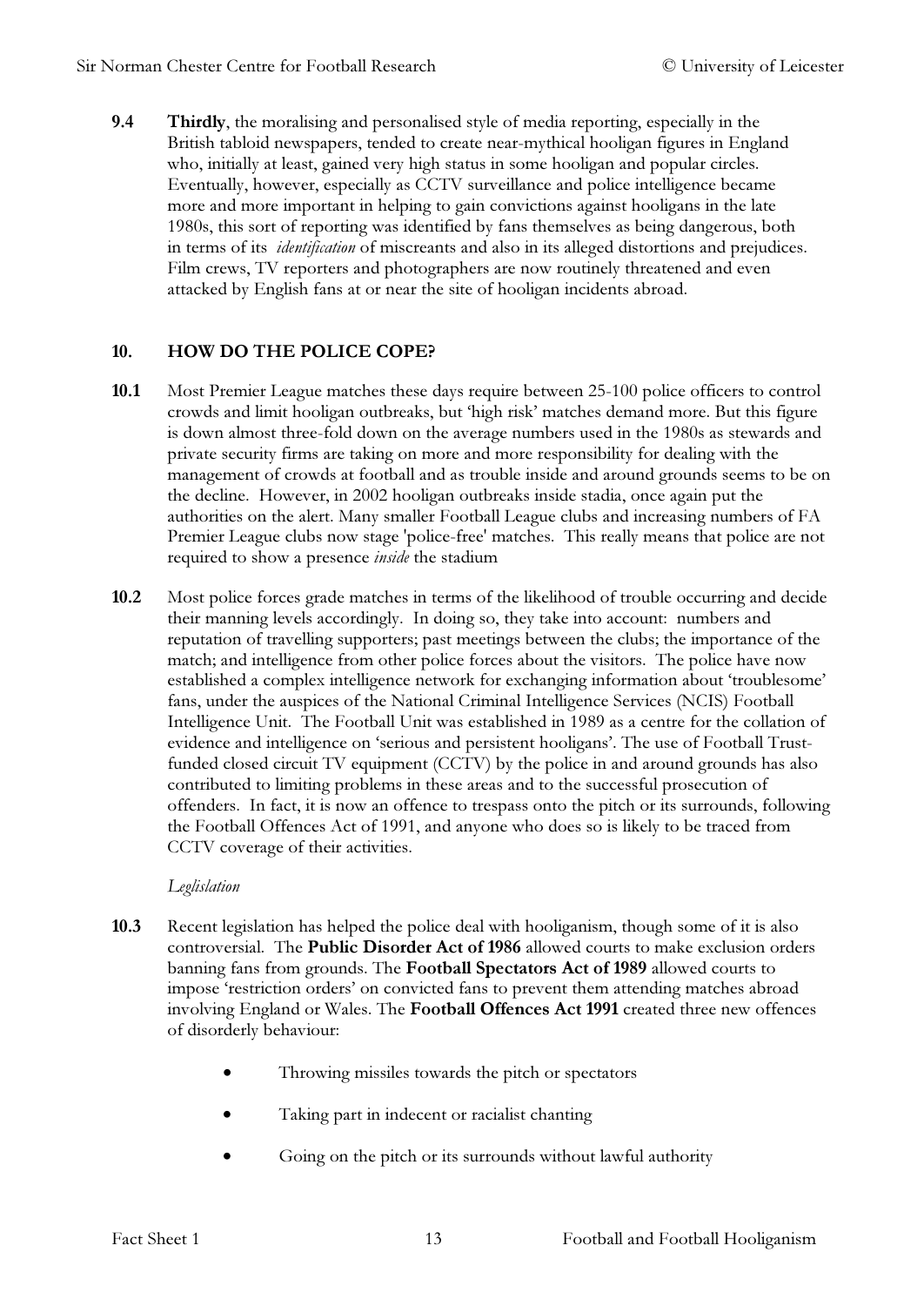**9.4** **Thirdly**, the moralising and personalised style of media reporting, especially in the British tabloid newspapers, tended to create near-mythical hooligan figures in England who, initially at least, gained very high status in some hooligan and popular circles. Eventually, however, especially as CCTV surveillance and police intelligence became more and more important in helping to gain convictions against hooligans in the late 1980s, this sort of reporting was identified by fans themselves as being dangerous, both in terms of its *identification* of miscreants and also in its alleged distortions and prejudices. Film crews, TV reporters and photographers are now routinely threatened and even attacked by English fans at or near the site of hooligan incidents abroad.

## 10. HOW DO THE POLICE COPE?

**10.1** Most Premier League matches these days require between 25-100 police officers to control crowds and limit hooligan outbreaks, but 'high risk' matches demand more. But this figure is down almost three-fold down on the average numbers used in the 1980s as stewards and private security firms are taking on more and more responsibility for dealing with the management of crowds at football and as trouble inside and around grounds seems to be on the decline. However, in 2002 hooligan outbreaks inside stadia, once again put the authorities on the alert. Many smaller Football League clubs and increasing numbers of FA Premier League clubs now stage 'police-free' matches. This really means that police are not required to show a presence *inside* the stadium

**10.2** Most police forces grade matches in terms of the likelihood of trouble occurring and decide their manning levels accordingly. In doing so, they take into account: numbers and reputation of travelling supporters; past meetings between the clubs; the importance of the match; and intelligence from other police forces about the visitors. The police have now established a complex intelligence network for exchanging information about 'troublesome' fans, under the auspices of the National Criminal Intelligence Services (NCIS) Football Intelligence Unit. The Football Unit was established in 1989 as a centre for the collation of evidence and intelligence on 'serious and persistent hooligans'. The use of Football Trust-funded closed circuit TV equipment (CCTV) by the police in and around grounds has also contributed to limiting problems in these areas and to the successful prosecution of offenders. In fact, it is now an offence to trespass onto the pitch or its surrounds, following the Football Offences Act of 1991, and anyone who does so is likely to be traced from CCTV coverage of their activities.

*Leglislation*

**10.3** Recent legislation has helped the police deal with hooliganism, though some of it is also controversial. The **Public Disorder Act of 1986** allowed courts to make exclusion orders banning fans from grounds. The **Football Spectators Act of 1989** allowed courts to impose 'restriction orders' on convicted fans to prevent them attending matches abroad involving England or Wales. The **Football Offences Act 1991** created three new offences of disorderly behaviour:

- Throwing missiles towards the pitch or spectators
- Taking part in indecent or racialist chanting
- Going on the pitch or its surrounds without lawful authority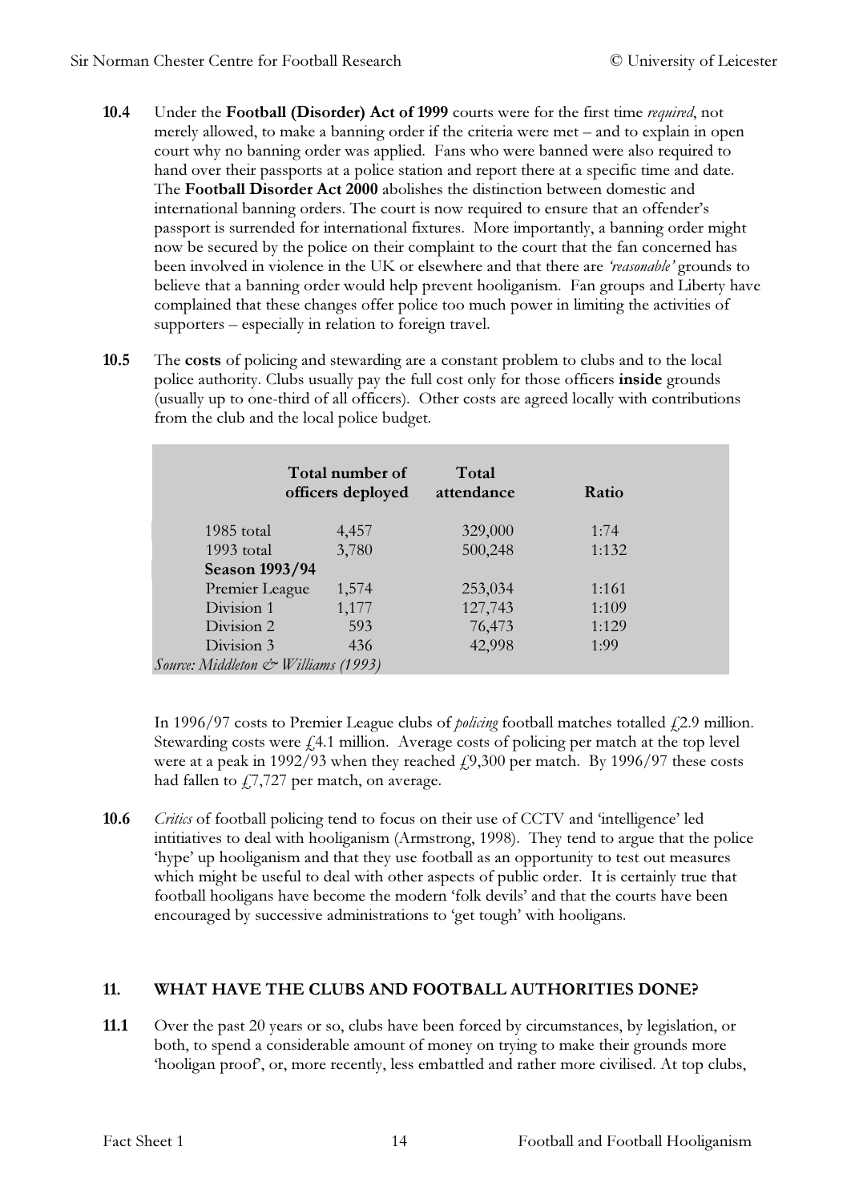**10.4** Under the **Football (Disorder) Act of 1999** courts were for the first time *required*, not merely allowed, to make a banning order if the criteria were met – and to explain in open court why no banning order was applied. Fans who were banned were also required to hand over their passports at a police station and report there at a specific time and date. The **Football Disorder Act 2000** abolishes the distinction between domestic and international banning orders. The court is now required to ensure that an offender's passport is surrendered for international fixtures. More importantly, a banning order might now be secured by the police on their complaint to the court that the fan concerned has been involved in violence in the UK or elsewhere and that there are *'reasonable'* grounds to believe that a banning order would help prevent hooliganism. Fan groups and Liberty have complained that these changes offer police too much power in limiting the activities of supporters – especially in relation to foreign travel.

**10.5** The **costs** of policing and stewarding are a constant problem to clubs and to the local police authority. Clubs usually pay the full cost only for those officers **inside** grounds (usually up to one-third of all officers). Other costs are agreed locally with contributions from the club and the local police budget.

| | Total number of officers deployed | Total attendance | Ratio |
|---|---|---|---|
| 1985 total | 4,457 | 329,000 | 1:74 |
| 1993 total | 3,780 | 500,248 | 1:132 |
| **Season 1993/94** | | | |
| Premier League | 1,574 | 253,034 | 1:161 |
| Division 1 | 1,177 | 127,743 | 1:109 |
| Division 2 | 593 | 76,473 | 1:129 |
| Division 3 | 436 | 42,998 | 1:99 |

*Source: Middleton & Williams (1993)*

In 1996/97 costs to Premier League clubs of *policing* football matches totalled £2.9 million. Stewarding costs were £4.1 million. Average costs of policing per match at the top level were at a peak in 1992/93 when they reached £9,300 per match. By 1996/97 these costs had fallen to £7,727 per match, on average.

**10.6** *Critics* of football policing tend to focus on their use of CCTV and 'intelligence' led intitiatives to deal with hooliganism (Armstrong, 1998). They tend to argue that the police 'hype' up hooliganism and that they use football as an opportunity to test out measures which might be useful to deal with other aspects of public order. It is certainly true that football hooligans have become the modern 'folk devils' and that the courts have been encouraged by successive administrations to 'get tough' with hooligans.

## 11. WHAT HAVE THE CLUBS AND FOOTBALL AUTHORITIES DONE?

**11.1** Over the past 20 years or so, clubs have been forced by circumstances, by legislation, or both, to spend a considerable amount of money on trying to make their grounds more 'hooligan proof', or, more recently, less embattled and rather more civilised. At top clubs,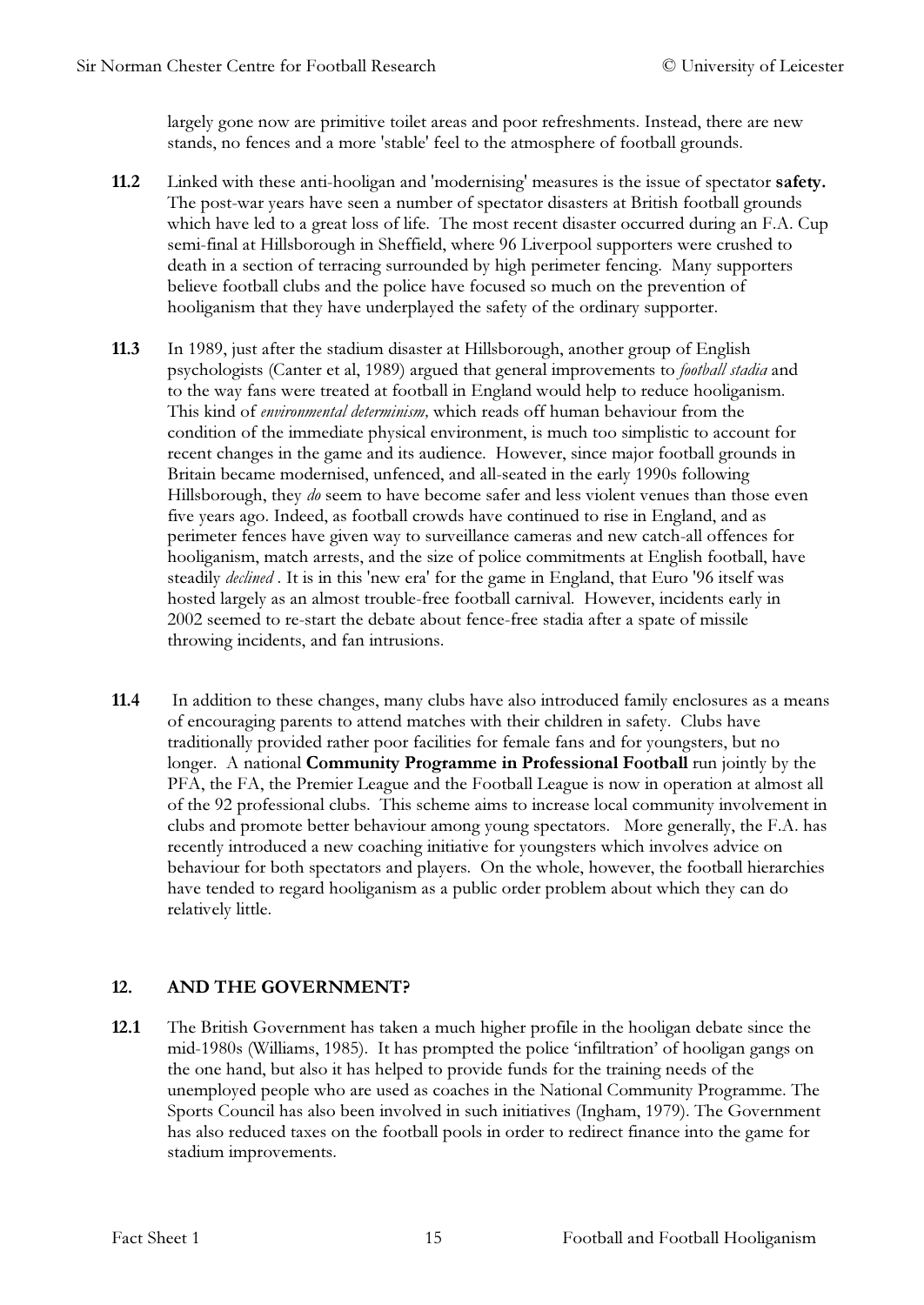largely gone now are primitive toilet areas and poor refreshments. Instead, there are new stands, no fences and a more 'stable' feel to the atmosphere of football grounds.

**11.2** Linked with these anti-hooligan and 'modernising' measures is the issue of spectator **safety.** The post-war years have seen a number of spectator disasters at British football grounds which have led to a great loss of life. The most recent disaster occurred during an F.A. Cup semi-final at Hillsborough in Sheffield, where 96 Liverpool supporters were crushed to death in a section of terracing surrounded by high perimeter fencing. Many supporters believe football clubs and the police have focused so much on the prevention of hooliganism that they have underplayed the safety of the ordinary supporter.

**11.3** In 1989, just after the stadium disaster at Hillsborough, another group of English psychologists (Canter et al, 1989) argued that general improvements to *football stadia* and to the way fans were treated at football in England would help to reduce hooliganism. This kind of *environmental determinism,* which reads off human behaviour from the condition of the immediate physical environment, is much too simplistic to account for recent changes in the game and its audience. However, since major football grounds in Britain became modernised, unfenced, and all-seated in the early 1990s following Hillsborough, they *do* seem to have become safer and less violent venues than those even five years ago. Indeed, as football crowds have continued to rise in England, and as perimeter fences have given way to surveillance cameras and new catch-all offences for hooliganism, match arrests, and the size of police commitments at English football, have steadily *declined* . It is in this 'new era' for the game in England, that Euro '96 itself was hosted largely as an almost trouble-free football carnival. However, incidents early in 2002 seemed to re-start the debate about fence-free stadia after a spate of missile throwing incidents, and fan intrusions.

**11.4** In addition to these changes, many clubs have also introduced family enclosures as a means of encouraging parents to attend matches with their children in safety. Clubs have traditionally provided rather poor facilities for female fans and for youngsters, but no longer. A national **Community Programme in Professional Football** run jointly by the PFA, the FA, the Premier League and the Football League is now in operation at almost all of the 92 professional clubs. This scheme aims to increase local community involvement in clubs and promote better behaviour among young spectators. More generally, the F.A. has recently introduced a new coaching initiative for youngsters which involves advice on behaviour for both spectators and players. On the whole, however, the football hierarchies have tended to regard hooliganism as a public order problem about which they can do relatively little.

## 12. AND THE GOVERNMENT?

**12.1** The British Government has taken a much higher profile in the hooligan debate since the mid-1980s (Williams, 1985). It has prompted the police 'infiltration' of hooligan gangs on the one hand, but also it has helped to provide funds for the training needs of the unemployed people who are used as coaches in the National Community Programme. The Sports Council has also been involved in such initiatives (Ingham, 1979). The Government has also reduced taxes on the football pools in order to redirect finance into the game for stadium improvements.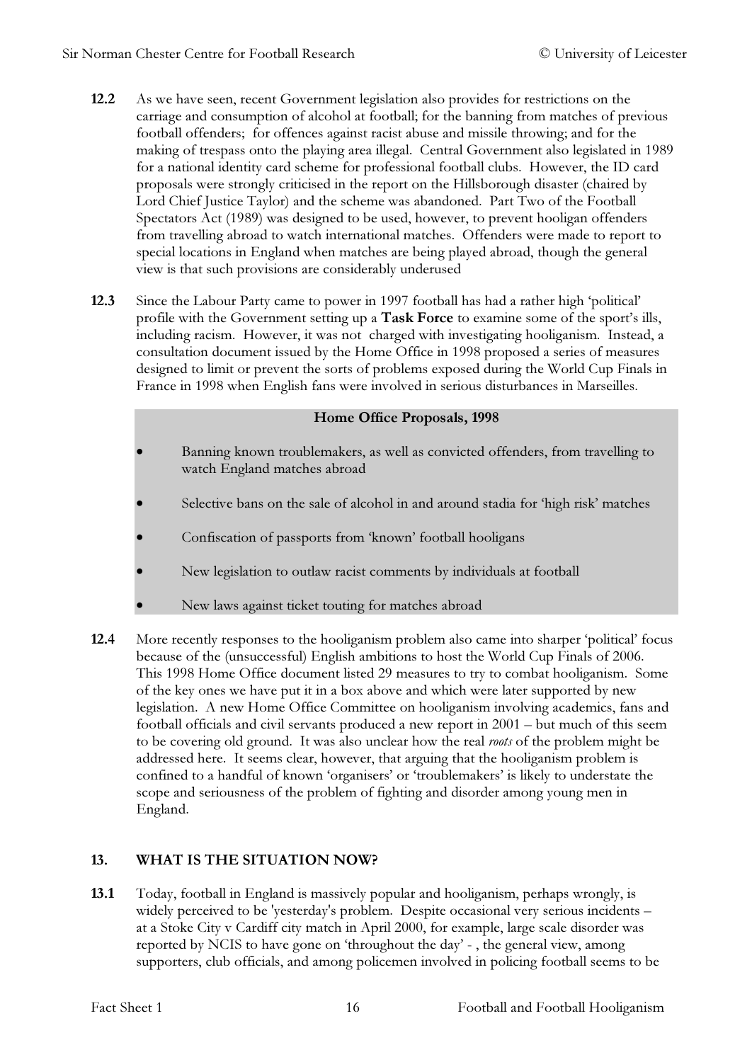**12.2** As we have seen, recent Government legislation also provides for restrictions on the carriage and consumption of alcohol at football; for the banning from matches of previous football offenders; for offences against racist abuse and missile throwing; and for the making of trespass onto the playing area illegal. Central Government also legislated in 1989 for a national identity card scheme for professional football clubs. However, the ID card proposals were strongly criticised in the report on the Hillsborough disaster (chaired by Lord Chief Justice Taylor) and the scheme was abandoned. Part Two of the Football Spectators Act (1989) was designed to be used, however, to prevent hooligan offenders from travelling abroad to watch international matches. Offenders were made to report to special locations in England when matches are being played abroad, though the general view is that such provisions are considerably underused

**12.3** Since the Labour Party came to power in 1997 football has had a rather high 'political' profile with the Government setting up a **Task Force** to examine some of the sport's ills, including racism. However, it was not charged with investigating hooliganism. Instead, a consultation document issued by the Home Office in 1998 proposed a series of measures designed to limit or prevent the sorts of problems exposed during the World Cup Finals in France in 1998 when English fans were involved in serious disturbances in Marseilles.

**Home Office Proposals, 1998**

- Banning known troublemakers, as well as convicted offenders, from travelling to watch England matches abroad
- Selective bans on the sale of alcohol in and around stadia for 'high risk' matches
- Confiscation of passports from 'known' football hooligans
- New legislation to outlaw racist comments by individuals at football
- New laws against ticket touting for matches abroad

**12.4** More recently responses to the hooliganism problem also came into sharper 'political' focus because of the (unsuccessful) English ambitions to host the World Cup Finals of 2006. This 1998 Home Office document listed 29 measures to try to combat hooliganism. Some of the key ones we have put it in a box above and which were later supported by new legislation. A new Home Office Committee on hooliganism involving academics, fans and football officials and civil servants produced a new report in 2001 – but much of this seem to be covering old ground. It was also unclear how the real *roots* of the problem might be addressed here. It seems clear, however, that arguing that the hooliganism problem is confined to a handful of known 'organisers' or 'troublemakers' is likely to understate the scope and seriousness of the problem of fighting and disorder among young men in England.

## 13. WHAT IS THE SITUATION NOW?

**13.1** Today, football in England is massively popular and hooliganism, perhaps wrongly, is widely perceived to be 'yesterday's problem. Despite occasional very serious incidents – at a Stoke City v Cardiff city match in April 2000, for example, large scale disorder was reported by NCIS to have gone on 'throughout the day' - , the general view, among supporters, club officials, and among policemen involved in policing football seems to be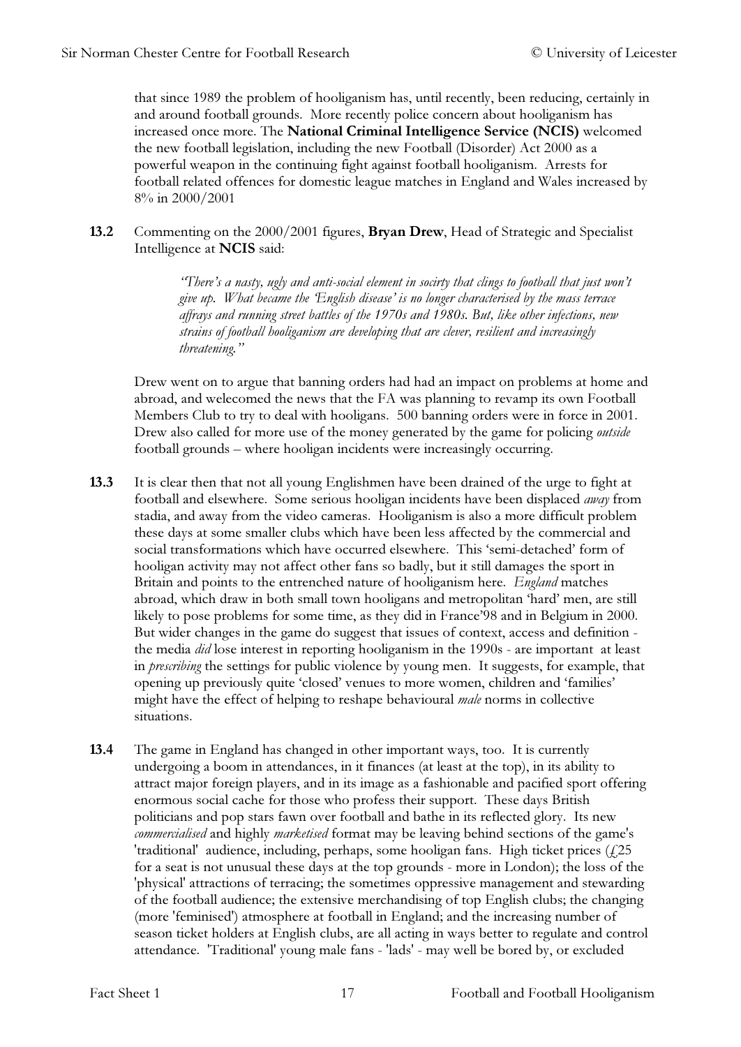that since 1989 the problem of hooliganism has, until recently, been reducing, certainly in and around football grounds. More recently police concern about hooliganism has increased once more. The **National Criminal Intelligence Service (NCIS)** welcomed the new football legislation, including the new Football (Disorder) Act 2000 as a powerful weapon in the continuing fight against football hooliganism. Arrests for football related offences for domestic league matches in England and Wales increased by 8% in 2000/2001

**13.2** Commenting on the 2000/2001 figures, **Bryan Drew**, Head of Strategic and Specialist Intelligence at **NCIS** said:

> *"There's a nasty, ugly and anti-social element in socirty that clings to football that just won't give up. What became the 'English disease' is no longer characterised by the mass terrace affrays and running street battles of the 1970s and 1980s. But, like other infections, new strains of football hooliganism are developing that are clever, resilient and increasingly threatening."*

Drew went on to argue that banning orders had had an impact on problems at home and abroad, and welecomed the news that the FA was planning to revamp its own Football Members Club to try to deal with hooligans. 500 banning orders were in force in 2001. Drew also called for more use of the money generated by the game for policing *outside* football grounds – where hooligan incidents were increasingly occurring.

**13.3** It is clear then that not all young Englishmen have been drained of the urge to fight at football and elsewhere. Some serious hooligan incidents have been displaced *away* from stadia, and away from the video cameras. Hooliganism is also a more difficult problem these days at some smaller clubs which have been less affected by the commercial and social transformations which have occurred elsewhere. This 'semi-detached' form of hooligan activity may not affect other fans so badly, but it still damages the sport in Britain and points to the entrenched nature of hooliganism here. *England* matches abroad, which draw in both small town hooligans and metropolitan 'hard' men, are still likely to pose problems for some time, as they did in France'98 and in Belgium in 2000. But wider changes in the game do suggest that issues of context, access and definition - the media *did* lose interest in reporting hooliganism in the 1990s - are important at least in *prescribing* the settings for public violence by young men. It suggests, for example, that opening up previously quite 'closed' venues to more women, children and 'families' might have the effect of helping to reshape behavioural *male* norms in collective situations.

**13.4** The game in England has changed in other important ways, too. It is currently undergoing a boom in attendances, in it finances (at least at the top), in its ability to attract major foreign players, and in its image as a fashionable and pacified sport offering enormous social cache for those who profess their support. These days British politicians and pop stars fawn over football and bathe in its reflected glory. Its new *commercialised* and highly *marketised* format may be leaving behind sections of the game's 'traditional' audience, including, perhaps, some hooligan fans. High ticket prices (£25 for a seat is not unusual these days at the top grounds - more in London); the loss of the 'physical' attractions of terracing; the sometimes oppressive management and stewarding of the football audience; the extensive merchandising of top English clubs; the changing (more 'feminised') atmosphere at football in England; and the increasing number of season ticket holders at English clubs, are all acting in ways better to regulate and control attendance. 'Traditional' young male fans - 'lads' - may well be bored by, or excluded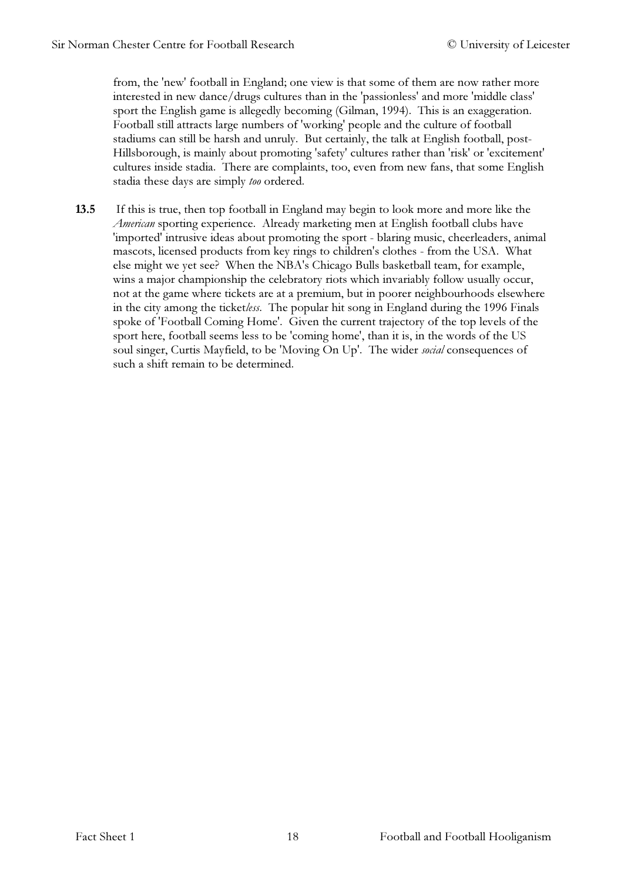from, the 'new' football in England; one view is that some of them are now rather more interested in new dance/drugs cultures than in the 'passionless' and more 'middle class' sport the English game is allegedly becoming (Gilman, 1994). This is an exaggeration. Football still attracts large numbers of 'working' people and the culture of football stadiums can still be harsh and unruly. But certainly, the talk at English football, post-Hillsborough, is mainly about promoting 'safety' cultures rather than 'risk' or 'excitement' cultures inside stadia. There are complaints, too, even from new fans, that some English stadia these days are simply *too* ordered.

**13.5** If this is true, then top football in England may begin to look more and more like the *American* sporting experience. Already marketing men at English football clubs have 'imported' intrusive ideas about promoting the sport - blaring music, cheerleaders, animal mascots, licensed products from key rings to children's clothes - from the USA. What else might we yet see? When the NBA's Chicago Bulls basketball team, for example, wins a major championship the celebratory riots which invariably follow usually occur, not at the game where tickets are at a premium, but in poorer neighbourhoods elsewhere in the city among the ticket*less*. The popular hit song in England during the 1996 Finals spoke of 'Football Coming Home'. Given the current trajectory of the top levels of the sport here, football seems less to be 'coming home', than it is, in the words of the US soul singer, Curtis Mayfield, to be 'Moving On Up'. The wider *social* consequences of such a shift remain to be determined.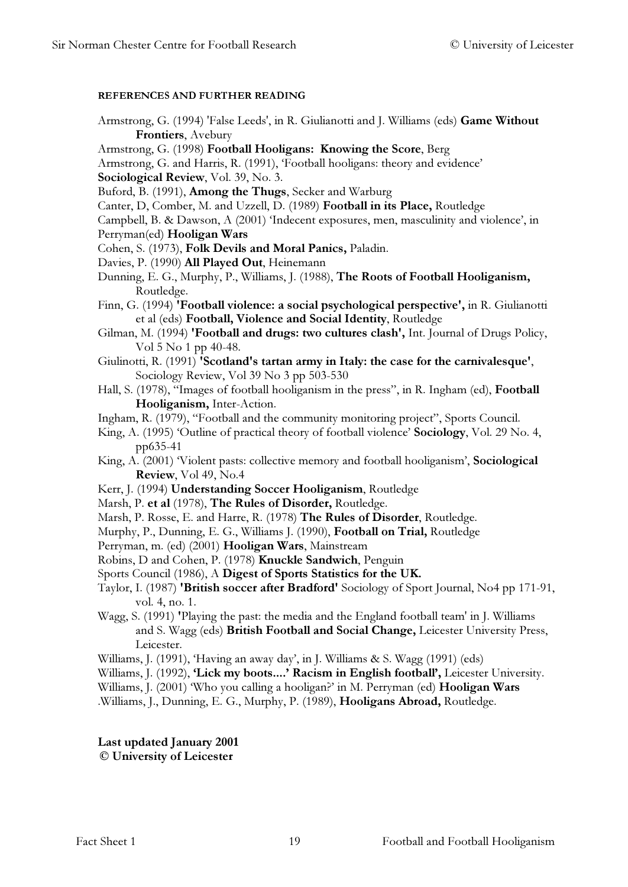#### REFERENCES AND FURTHER READING

Armstrong, G. (1994) 'False Leeds', in R. Giulianotti and J. Williams (eds) **Game Without Frontiers**, Avebury

Armstrong, G. (1998) **Football Hooligans: Knowing the Score**, Berg

Armstrong, G. and Harris, R. (1991), 'Football hooligans: theory and evidence' **Sociological Review**, Vol. 39, No. 3.

Buford, B. (1991), **Among the Thugs**, Secker and Warburg

Canter, D, Comber, M. and Uzzell, D. (1989) **Football in its Place,** Routledge

Campbell, B. & Dawson, A (2001) 'Indecent exposures, men, masculinity and violence', in Perryman(ed) **Hooligan Wars**

Cohen, S. (1973), **Folk Devils and Moral Panics,** Paladin.

Davies, P. (1990) **All Played Out**, Heinemann

Dunning, E. G., Murphy, P., Williams, J. (1988), **The Roots of Football Hooliganism,** Routledge.

Finn, G. (1994) **'Football violence: a social psychological perspective',** in R. Giulianotti et al (eds) **Football, Violence and Social Identity**, Routledge

Gilman, M. (1994) **'Football and drugs: two cultures clash',** Int. Journal of Drugs Policy, Vol 5 No 1 pp 40-48.

Giulinotti, R. (1991) **'Scotland's tartan army in Italy: the case for the carnivalesque'**, Sociology Review, Vol 39 No 3 pp 503-530

Hall, S. (1978), "Images of football hooliganism in the press", in R. Ingham (ed), **Football Hooliganism,** Inter-Action.

Ingham, R. (1979), "Football and the community monitoring project", Sports Council.

King, A. (1995) 'Outline of practical theory of football violence' **Sociology**, Vol. 29 No. 4, pp635-41

King, A. (2001) 'Violent pasts: collective memory and football hooliganism', **Sociological Review**, Vol 49, No.4

Kerr, J. (1994) **Understanding Soccer Hooliganism**, Routledge

Marsh, P. **et al** (1978), **The Rules of Disorder,** Routledge.

Marsh, P. Rosse, E. and Harre, R. (1978) **The Rules of Disorder**, Routledge.

Murphy, P., Dunning, E. G., Williams J. (1990), **Football on Trial,** Routledge

Perryman, m. (ed) (2001) **Hooligan Wars**, Mainstream

Robins, D and Cohen, P. (1978) **Knuckle Sandwich**, Penguin

Sports Council (1986), A **Digest of Sports Statistics for the UK.**

Taylor, I. (1987) **'British soccer after Bradford'** Sociology of Sport Journal, No4 pp 171-91, vol. 4, no. 1.

Wagg, S. (1991) **'**Playing the past: the media and the England football team' in J. Williams and S. Wagg (eds) **British Football and Social Change,** Leicester University Press, Leicester.

Williams, J. (1991), 'Having an away day', in J. Williams & S. Wagg (1991) (eds)

Williams, J. (1992), **'Lick my boots....' Racism in English football',** Leicester University.

Williams, J. (2001) 'Who you calling a hooligan?' in M. Perryman (ed) **Hooligan Wars**

.Williams, J., Dunning, E. G., Murphy, P. (1989), **Hooligans Abroad,** Routledge.

**Last updated January 2001**
**© University of Leicester**